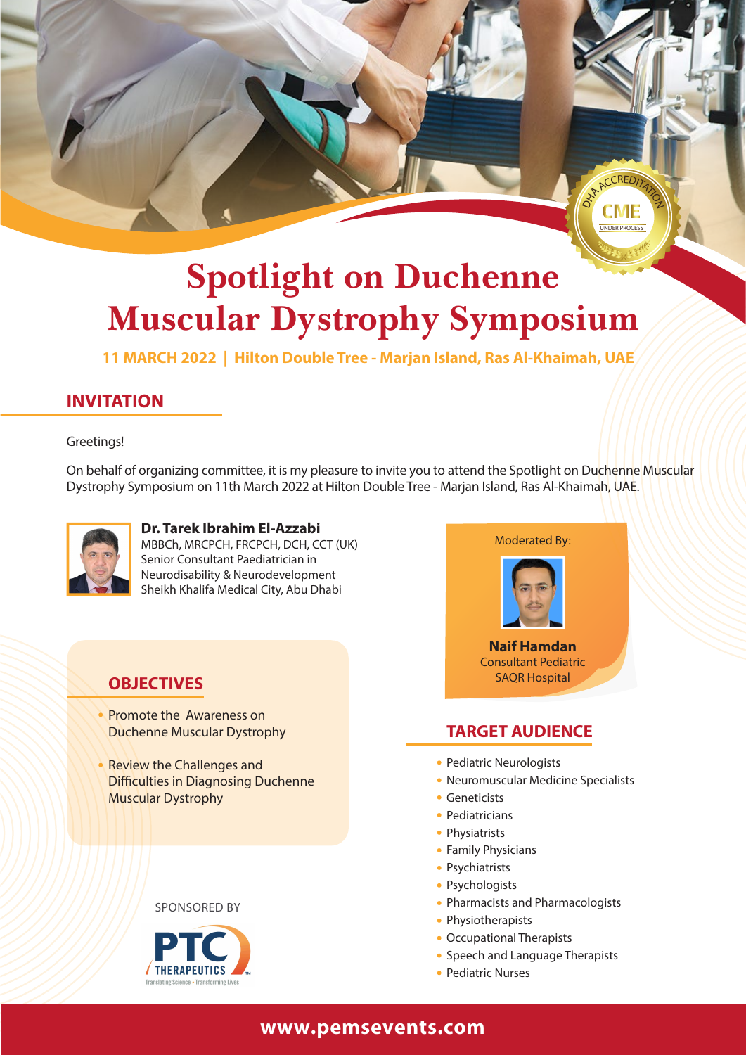DHA ACCREDITATION
CME
UNDER PROCESS

# Spotlight on Duchenne Muscular Dystrophy Symposium

**11 MARCH 2022 | Hilton Double Tree - Marjan Island, Ras Al-Khaimah, UAE**

## INVITATION

Greetings!

On behalf of organizing committee, it is my pleasure to invite you to attend the Spotlight on Duchenne Muscular Dystrophy Symposium on 11th March 2022 at Hilton Double Tree - Marjan Island, Ras Al-Khaimah, UAE.

**Dr. Tarek Ibrahim El-Azzabi**
MBBCh, MRCPCH, FRCPCH, DCH, CCT (UK)
Senior Consultant Paediatrician in Neurodisability & Neurodevelopment
Sheikh Khalifa Medical City, Abu Dhabi

Moderated By:

**Naif Hamdan**
Consultant Pediatric
SAQR Hospital

## OBJECTIVES

- Promote the Awareness on Duchenne Muscular Dystrophy
- Review the Challenges and Difficulties in Diagnosing Duchenne Muscular Dystrophy

## TARGET AUDIENCE

- Pediatric Neurologists
- Neuromuscular Medicine Specialists
- Geneticists
- Pediatricians
- Physiatrists
- Family Physicians
- Psychiatrists
- Psychologists
- Pharmacists and Pharmacologists
- Physiotherapists
- Occupational Therapists
- Speech and Language Therapists
- Pediatric Nurses

SPONSORED BY

PTC THERAPEUTICS
Translating Science • Transforming Lives

**www.pemsevents.com**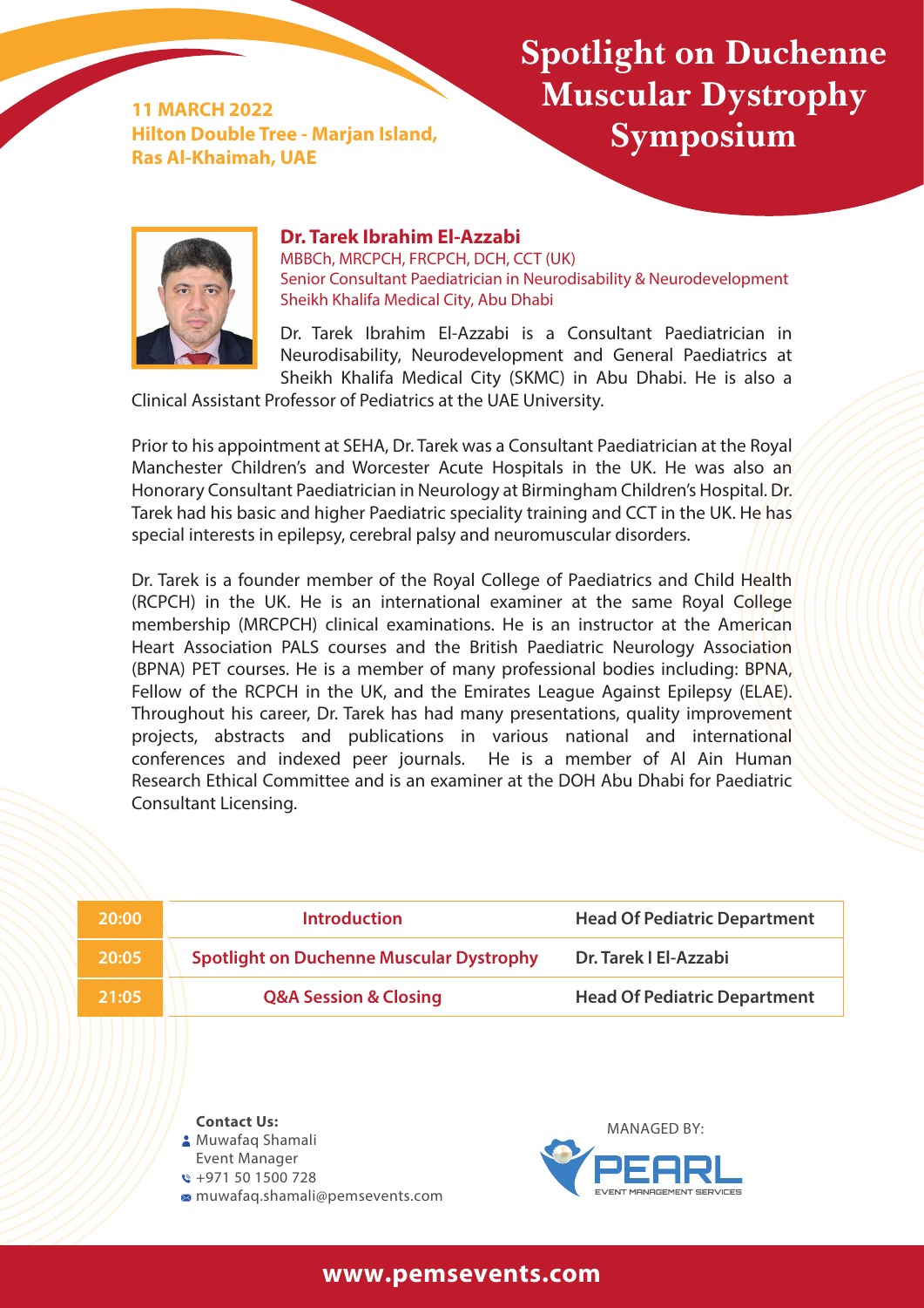# Spotlight on Duchenne Muscular Dystrophy Symposium

**11 MARCH 2022**
**Hilton Double Tree - Marjan Island, Ras Al-Khaimah, UAE**

## Dr. Tarek Ibrahim El-Azzabi

MBBCh, MRCPCH, FRCPCH, DCH, CCT (UK)
Senior Consultant Paediatrician in Neurodisability & Neurodevelopment
Sheikh Khalifa Medical City, Abu Dhabi

Dr. Tarek Ibrahim El-Azzabi is a Consultant Paediatrician in Neurodisability, Neurodevelopment and General Paediatrics at Sheikh Khalifa Medical City (SKMC) in Abu Dhabi. He is also a Clinical Assistant Professor of Pediatrics at the UAE University.

Prior to his appointment at SEHA, Dr. Tarek was a Consultant Paediatrician at the Royal Manchester Children's and Worcester Acute Hospitals in the UK. He was also an Honorary Consultant Paediatrician in Neurology at Birmingham Children's Hospital. Dr. Tarek had his basic and higher Paediatric speciality training and CCT in the UK. He has special interests in epilepsy, cerebral palsy and neuromuscular disorders.

Dr. Tarek is a founder member of the Royal College of Paediatrics and Child Health (RCPCH) in the UK. He is an international examiner at the same Royal College membership (MRCPCH) clinical examinations. He is an instructor at the American Heart Association PALS courses and the British Paediatric Neurology Association (BPNA) PET courses. He is a member of many professional bodies including: BPNA, Fellow of the RCPCH in the UK, and the Emirates League Against Epilepsy (ELAE). Throughout his career, Dr. Tarek has had many presentations, quality improvement projects, abstracts and publications in various national and international conferences and indexed peer journals. He is a member of Al Ain Human Research Ethical Committee and is an examiner at the DOH Abu Dhabi for Paediatric Consultant Licensing.

| | | |
|---|---|---|
| **20:00** | **Introduction** | **Head Of Pediatric Department** |
| **20:05** | **Spotlight on Duchenne Muscular Dystrophy** | **Dr. Tarek I El-Azzabi** |
| **21:05** | **Q&A Session & Closing** | **Head Of Pediatric Department** |

**Contact Us:**
Muwafaq Shamali
Event Manager
+971 50 1500 728
muwafaq.shamali@pemsevents.com

MANAGED BY:
PEARL EVENT MANAGEMENT SERVICES

**www.pemsevents.com**